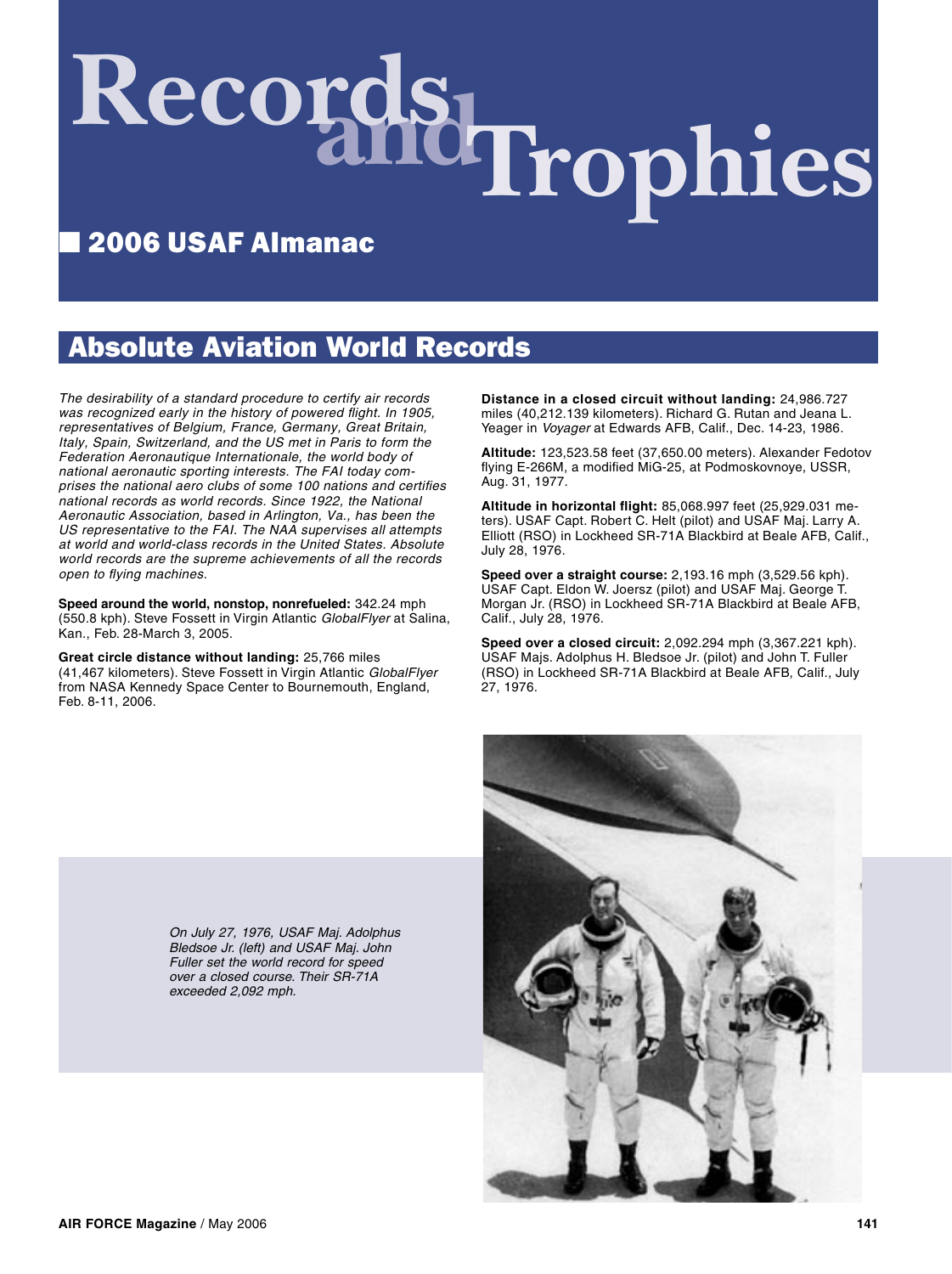# Records and Trophies

## 2006 USAF Almanac

## Absolute Aviation World Records

*The desirability of a standard procedure to certify air records was recognized early in the history of powered flight. In 1905, representatives of Belgium, France, Germany, Great Britain, Italy, Spain, Switzerland, and the US met in Paris to form the Federation Aeronautique Internationale, the world body of national aeronautic sporting interests. The FAI today comprises the national aero clubs of some 100 nations and certifies national records as world records. Since 1922, the National Aeronautic Association, based in Arlington, Va., has been the US representative to the FAI. The NAA supervises all attempts at world and world-class records in the United States. Absolute world records are the supreme achievements of all the records open to flying machines.*

**Speed around the world, nonstop, nonrefueled:** 342.24 mph (550.8 kph). Steve Fossett in Virgin Atlantic *GlobalFlyer* at Salina, Kan., Feb. 28-March 3, 2005.

**Great circle distance without landing:** 25,766 miles (41,467 kilometers). Steve Fossett in Virgin Atlantic *GlobalFlyer* from NASA Kennedy Space Center to Bournemouth, England, Feb. 8-11, 2006.

**Distance in a closed circuit without landing:** 24,986.727 miles (40,212.139 kilometers). Richard G. Rutan and Jeana L. Yeager in *Voyager* at Edwards AFB, Calif., Dec. 14-23, 1986.

**Altitude:** 123,523.58 feet (37,650.00 meters). Alexander Fedotov flying E-266M, a modified MiG-25, at Podmoskovnoye, USSR, Aug. 31, 1977.

**Altitude in horizontal flight:** 85,068.997 feet (25,929.031 meters). USAF Capt. Robert C. Helt (pilot) and USAF Maj. Larry A. Elliott (RSO) in Lockheed SR-71A Blackbird at Beale AFB, Calif., July 28, 1976.

**Speed over a straight course:** 2,193.16 mph (3,529.56 kph). USAF Capt. Eldon W. Joersz (pilot) and USAF Maj. George T. Morgan Jr. (RSO) in Lockheed SR-71A Blackbird at Beale AFB, Calif., July 28, 1976.

**Speed over a closed circuit:** 2,092.294 mph (3,367.221 kph). USAF Majs. Adolphus H. Bledsoe Jr. (pilot) and John T. Fuller (RSO) in Lockheed SR-71A Blackbird at Beale AFB, Calif., July 27, 1976.

*On July 27, 1976, USAF Maj. Adolphus Bledsoe Jr. (left) and USAF Maj. John Fuller set the world record for speed over a closed course. Their SR-71A exceeded 2,092 mph.*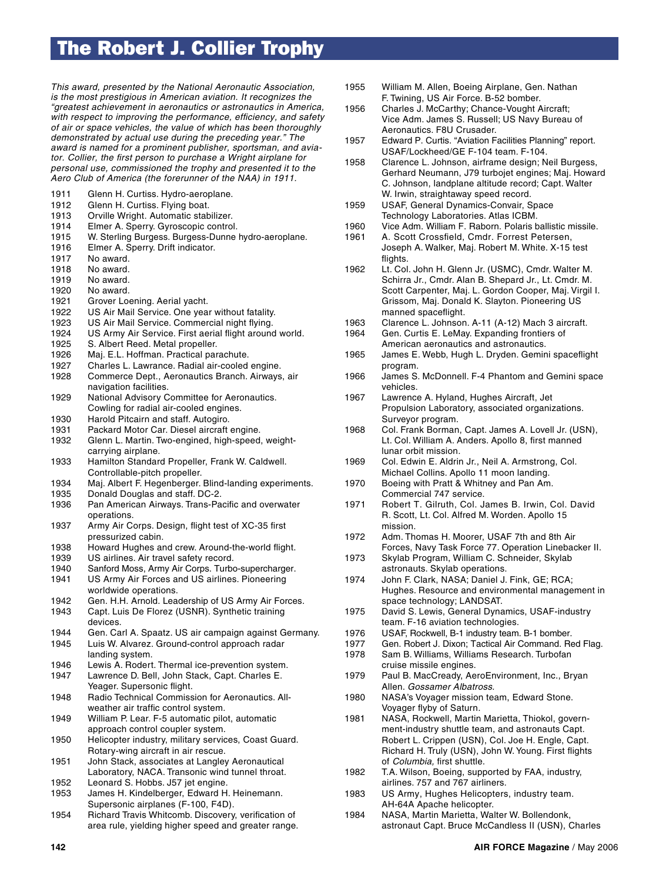# The Robert J. Collier Trophy

*This award, presented by the National Aeronautic Association, is the most prestigious in American aviation. It recognizes the "greatest achievement in aeronautics or astronautics in America, with respect to improving the performance, efficiency, and safety of air or space vehicles, the value of which has been thoroughly demonstrated by actual use during the preceding year." The award is named for a prominent publisher, sportsman, and aviator. Collier, the first person to purchase a Wright airplane for personal use, commissioned the trophy and presented it to the Aero Club of America (the forerunner of the NAA) in 1911.*

| | |
|---|---|
| 1911 | Glenn H. Curtiss. Hydro-aeroplane. |
| 1912 | Glenn H. Curtiss. Flying boat. |
| 1913 | Orville Wright. Automatic stabilizer. |
| 1914 | Elmer A. Sperry. Gyroscopic control. |
| 1915 | W. Sterling Burgess. Burgess-Dunne hydro-aeroplane. |
| 1916 | Elmer A. Sperry. Drift indicator. |
| 1917 | No award. |
| 1918 | No award. |
| 1919 | No award. |
| 1920 | No award. |
| 1921 | Grover Loening. Aerial yacht. |
| 1922 | US Air Mail Service. One year without fatality. |
| 1923 | US Air Mail Service. Commercial night flying. |
| 1924 | US Army Air Service. First aerial flight around world. |
| 1925 | S. Albert Reed. Metal propeller. |
| 1926 | Maj. E.L. Hoffman. Practical parachute. |
| 1927 | Charles L. Lawrance. Radial air-cooled engine. |
| 1928 | Commerce Dept., Aeronautics Branch. Airways, air navigation facilities. |
| 1929 | National Advisory Committee for Aeronautics. Cowling for radial air-cooled engines. |
| 1930 | Harold Pitcairn and staff. Autogiro. |
| 1931 | Packard Motor Car. Diesel aircraft engine. |
| 1932 | Glenn L. Martin. Two-engined, high-speed, weight-carrying airplane. |
| 1933 | Hamilton Standard Propeller, Frank W. Caldwell. Controllable-pitch propeller. |
| 1934 | Maj. Albert F. Hegenberger. Blind-landing experiments. |
| 1935 | Donald Douglas and staff. DC-2. |
| 1936 | Pan American Airways. Trans-Pacific and overwater operations. |
| 1937 | Army Air Corps. Design, flight test of XC-35 first pressurized cabin. |
| 1938 | Howard Hughes and crew. Around-the-world flight. |
| 1939 | US airlines. Air travel safety record. |
| 1940 | Sanford Moss, Army Air Corps. Turbo-supercharger. |
| 1941 | US Army Air Forces and US airlines. Pioneering worldwide operations. |
| 1942 | Gen. H.H. Arnold. Leadership of US Army Air Forces. |
| 1943 | Capt. Luis De Florez (USNR). Synthetic training devices. |
| 1944 | Gen. Carl A. Spaatz. US air campaign against Germany. |
| 1945 | Luis W. Alvarez. Ground-control approach radar landing system. |
| 1946 | Lewis A. Rodert. Thermal ice-prevention system. |
| 1947 | Lawrence D. Bell, John Stack, Capt. Charles E. Yeager. Supersonic flight. |
| 1948 | Radio Technical Commission for Aeronautics. All-weather air traffic control system. |
| 1949 | William P. Lear. F-5 automatic pilot, automatic approach control coupler system. |
| 1950 | Helicopter industry, military services, Coast Guard. Rotary-wing aircraft in air rescue. |
| 1951 | John Stack, associates at Langley Aeronautical Laboratory, NACA. Transonic wind tunnel throat. |
| 1952 | Leonard S. Hobbs. J57 jet engine. |
| 1953 | James H. Kindelberger, Edward H. Heinemann. Supersonic airplanes (F-100, F4D). |
| 1954 | Richard Travis Whitcomb. Discovery, verification of area rule, yielding higher speed and greater range. |
| 1955 | William M. Allen, Boeing Airplane, Gen. Nathan F. Twining, US Air Force. B-52 bomber. |
| 1956 | Charles J. McCarthy; Chance-Vought Aircraft; Vice Adm. James S. Russell; US Navy Bureau of Aeronautics. F8U Crusader. |
| 1957 | Edward P. Curtis. "Aviation Facilities Planning" report. USAF/Lockheed/GE F-104 team. F-104. |
| 1958 | Clarence L. Johnson, airframe design; Neil Burgess, Gerhard Neumann, J79 turbojet engines; Maj. Howard C. Johnson, landplane altitude record; Capt. Walter W. Irwin, straightaway speed record. |
| 1959 | USAF, General Dynamics-Convair, Space Technology Laboratories. Atlas ICBM. |
| 1960 | Vice Adm. William F. Raborn. Polaris ballistic missile. |
| 1961 | A. Scott Crossfield, Cmdr. Forrest Petersen, Joseph A. Walker, Maj. Robert M. White. X-15 test flights. |
| 1962 | Lt. Col. John H. Glenn Jr. (USMC), Cmdr. Walter M. Schirra Jr., Cmdr. Alan B. Shepard Jr., Lt. Cmdr. M. Scott Carpenter, Maj. L. Gordon Cooper, Maj. Virgil I. Grissom, Maj. Donald K. Slayton. Pioneering US manned spaceflight. |
| 1963 | Clarence L. Johnson. A-11 (A-12) Mach 3 aircraft. |
| 1964 | Gen. Curtis E. LeMay. Expanding frontiers of American aeronautics and astronautics. |
| 1965 | James E. Webb, Hugh L. Dryden. Gemini spaceflight program. |
| 1966 | James S. McDonnell. F-4 Phantom and Gemini space vehicles. |
| 1967 | Lawrence A. Hyland, Hughes Aircraft, Jet Propulsion Laboratory, associated organizations. Surveyor program. |
| 1968 | Col. Frank Borman, Capt. James A. Lovell Jr. (USN), Lt. Col. William A. Anders. Apollo 8, first manned lunar orbit mission. |
| 1969 | Col. Edwin E. Aldrin Jr., Neil A. Armstrong, Col. Michael Collins. Apollo 11 moon landing. |
| 1970 | Boeing with Pratt & Whitney and Pan Am. Commercial 747 service. |
| 1971 | Robert T. Gilruth, Col. James B. Irwin, Col. David R. Scott, Lt. Col. Alfred M. Worden. Apollo 15 mission. |
| 1972 | Adm. Thomas H. Moorer, USAF 7th and 8th Air Forces, Navy Task Force 77. Operation Linebacker II. |
| 1973 | Skylab Program, William C. Schneider, Skylab astronauts. Skylab operations. |
| 1974 | John F. Clark, NASA; Daniel J. Fink, GE; RCA; Hughes. Resource and environmental management in space technology; LANDSAT. |
| 1975 | David S. Lewis, General Dynamics, USAF-industry team. F-16 aviation technologies. |
| 1976 | USAF, Rockwell, B-1 industry team. B-1 bomber. |
| 1977 | Gen. Robert J. Dixon; Tactical Air Command. Red Flag. |
| 1978 | Sam B. Williams, Williams Research. Turbofan cruise missile engines. |
| 1979 | Paul B. MacCready, AeroEnvironment, Inc., Bryan Allen. *Gossamer Albatross.* |
| 1980 | NASA's Voyager mission team, Edward Stone. Voyager flyby of Saturn. |
| 1981 | NASA, Rockwell, Martin Marietta, Thiokol, government-industry shuttle team, and astronauts Capt. Robert L. Crippen (USN), Col. Joe H. Engle, Capt. Richard H. Truly (USN), John W. Young. First flights of *Columbia,* first shuttle. |
| 1982 | T.A. Wilson, Boeing, supported by FAA, industry, airlines. 757 and 767 airliners. |
| 1983 | US Army, Hughes Helicopters, industry team. AH-64A Apache helicopter. |
| 1984 | NASA, Martin Marietta, Walter W. Bollendonk, astronaut Capt. Bruce McCandless II (USN), Charles |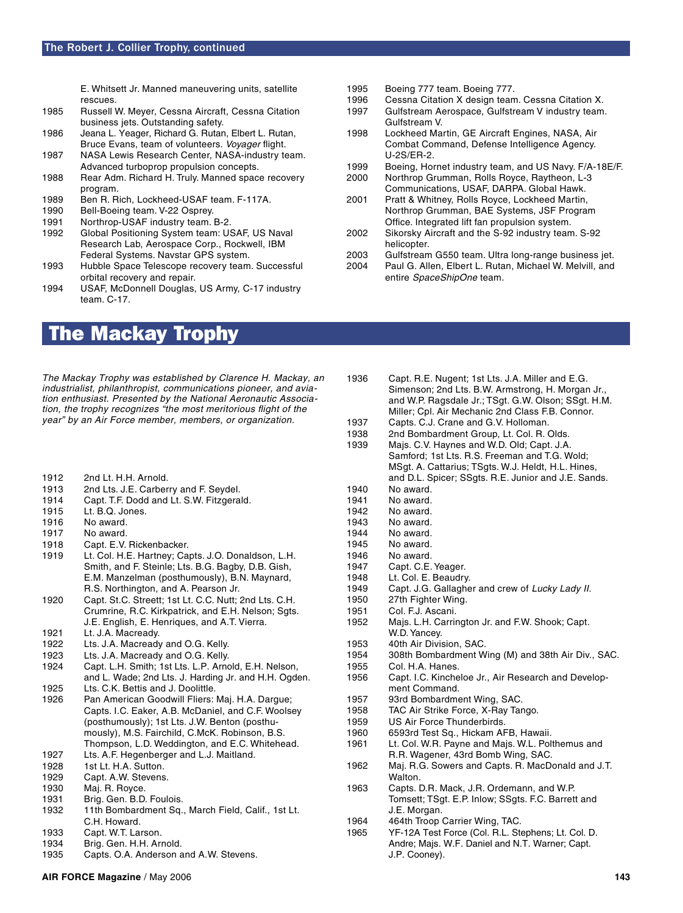## The Robert J. Collier Trophy, continued

E. Whitsett Jr. Manned maneuvering units, satellite rescues.

1985 Russell W. Meyer, Cessna Aircraft, Cessna Citation business jets. Outstanding safety.

1986 Jeana L. Yeager, Richard G. Rutan, Elbert L. Rutan, Bruce Evans, team of volunteers. *Voyager* flight.

1987 NASA Lewis Research Center, NASA-industry team. Advanced turboprop propulsion concepts.

1988 Rear Adm. Richard H. Truly. Manned space recovery program.

1989 Ben R. Rich, Lockheed-USAF team. F-117A.

1990 Bell-Boeing team. V-22 Osprey.

1991 Northrop-USAF industry team. B-2.

1992 Global Positioning System team: USAF, US Naval Research Lab, Aerospace Corp., Rockwell, IBM Federal Systems. Navstar GPS system.

1993 Hubble Space Telescope recovery team. Successful orbital recovery and repair.

1994 USAF, McDonnell Douglas, US Army, C-17 industry team. C-17.

1995 Boeing 777 team. Boeing 777.

1996 Cessna Citation X design team. Cessna Citation X.

1997 Gulfstream Aerospace, Gulfstream V industry team. Gulfstream V.

1998 Lockheed Martin, GE Aircraft Engines, NASA, Air Combat Command, Defense Intelligence Agency. U-2S/ER-2.

1999 Boeing, Hornet industry team, and US Navy. F/A-18E/F.

2000 Northrop Grumman, Rolls Royce, Raytheon, L-3 Communications, USAF, DARPA. Global Hawk.

2001 Pratt & Whitney, Rolls Royce, Lockheed Martin, Northrop Grumman, BAE Systems, JSF Program Office. Integrated lift fan propulsion system.

2002 Sikorsky Aircraft and the S-92 industry team. S-92 helicopter.

2003 Gulfstream G550 team. Ultra long-range business jet.

2004 Paul G. Allen, Elbert L. Rutan, Michael W. Melvill, and entire *SpaceShipOne* team.

# The Mackay Trophy

*The Mackay Trophy was established by Clarence H. Mackay, an industrialist, philanthropist, communications pioneer, and aviation enthusiast. Presented by the National Aeronautic Association, the trophy recognizes "the most meritorious flight of the year" by an Air Force member, members, or organization.*

1912 2nd Lt. H.H. Arnold.

1913 2nd Lts. J.E. Carberry and F. Seydel.

1914 Capt. T.F. Dodd and Lt. S.W. Fitzgerald.

1915 Lt. B.Q. Jones.

1916 No award.

1917 No award.

1918 Capt. E.V. Rickenbacker.

1919 Lt. Col. H.E. Hartney; Capts. J.O. Donaldson, L.H. Smith, and F. Steinle; Lts. B.G. Bagby, D.B. Gish, E.M. Manzelman (posthumously), B.N. Maynard, R.S. Northington, and A. Pearson Jr.

1920 Capt. St.C. Streett; 1st Lt. C.C. Nutt; 2nd Lts. C.H. Crumrine, R.C. Kirkpatrick, and E.H. Nelson; Sgts. J.E. English, E. Henriques, and A.T. Vierra.

1921 Lt. J.A. Macready.

1922 Lts. J.A. Macready and O.G. Kelly.

1923 Lts. J.A. Macready and O.G. Kelly.

1924 Capt. L.H. Smith; 1st Lts. L.P. Arnold, E.H. Nelson, and L. Wade; 2nd Lts. J. Harding Jr. and H.H. Ogden.

1925 Lts. C.K. Bettis and J. Doolittle.

1926 Pan American Goodwill Fliers: Maj. H.A. Dargue; Capts. I.C. Eaker, A.B. McDaniel, and C.F. Woolsey (posthumously); 1st Lts. J.W. Benton (posthumously), M.S. Fairchild, C.McK. Robinson, B.S. Thompson, L.D. Weddington, and E.C. Whitehead.

1927 Lts. A.F. Hegenberger and L.J. Maitland.

1928 1st Lt. H.A. Sutton.

1929 Capt. A.W. Stevens.

1930 Maj. R. Royce.

1931 Brig. Gen. B.D. Foulois.

1932 11th Bombardment Sq., March Field, Calif., 1st Lt. C.H. Howard.

1933 Capt. W.T. Larson.

1934 Brig. Gen. H.H. Arnold.

1935 Capts. O.A. Anderson and A.W. Stevens.

1936 Capt. R.E. Nugent; 1st Lts. J.A. Miller and E.G. Simenson; 2nd Lts. B.W. Armstrong, H. Morgan Jr., and W.P. Ragsdale Jr.; TSgt. G.W. Olson; SSgt. H.M. Miller; Cpl. Air Mechanic 2nd Class F.B. Connor.

1937 Capts. C.J. Crane and G.V. Holloman.

1938 2nd Bombardment Group, Lt. Col. R. Olds.

1939 Majs. C.V. Haynes and W.D. Old; Capt. J.A. Samford; 1st Lts. R.S. Freeman and T.G. Wold; MSgt. A. Cattarius; TSgts. W.J. Heldt, H.L. Hines, and D.L. Spicer; SSgts. R.E. Junior and J.E. Sands.

1940 No award.

1941 No award.

1942 No award.

1943 No award.

1944 No award.

1945 No award.

1946 No award.

1947 Capt. C.E. Yeager.

1948 Lt. Col. E. Beaudry.

1949 Capt. J.G. Gallagher and crew of *Lucky Lady II*.

1950 27th Fighter Wing.

1951 Col. F.J. Ascani.

1952 Majs. L.H. Carrington Jr. and F.W. Shook; Capt. W.D. Yancey.

1953 40th Air Division, SAC.

1954 308th Bombardment Wing (M) and 38th Air Div., SAC.

1955 Col. H.A. Hanes.

1956 Capt. I.C. Kincheloe Jr., Air Research and Development Command.

1957 93rd Bombardment Wing, SAC.

1958 TAC Air Strike Force, X-Ray Tango.

1959 US Air Force Thunderbirds.

1960 6593rd Test Sq., Hickam AFB, Hawaii.

1961 Lt. Col. W.R. Payne and Majs. W.L. Polthemus and R.R. Wagener, 43rd Bomb Wing, SAC.

1962 Maj. R.G. Sowers and Capts. R. MacDonald and J.T. Walton.

1963 Capts. D.R. Mack, J.R. Ordemann, and W.P. Tomsett; TSgt. E.P. Inlow; SSgts. F.C. Barrett and J.E. Morgan.

1964 464th Troop Carrier Wing, TAC.

1965 YF-12A Test Force (Col. R.L. Stephens; Lt. Col. D. Andre; Majs. W.F. Daniel and N.T. Warner; Capt. J.P. Cooney).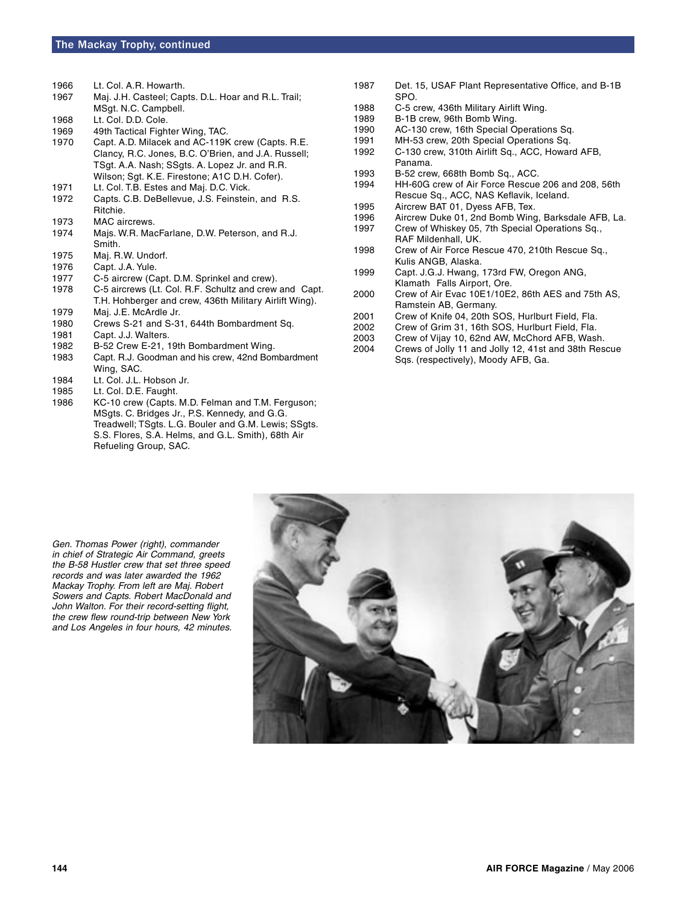## The Mackay Trophy, continued

1966 Lt. Col. A.R. Howarth.
1967 Maj. J.H. Casteel; Capts. D.L. Hoar and R.L. Trail; MSgt. N.C. Campbell.
1968 Lt. Col. D.D. Cole.
1969 49th Tactical Fighter Wing, TAC.
1970 Capt. A.D. Milacek and AC-119K crew (Capts. R.E. Clancy, R.C. Jones, B.C. O'Brien, and J.A. Russell; TSgt. A.A. Nash; SSgts. A. Lopez Jr. and R.R. Wilson; Sgt. K.E. Firestone; A1C D.H. Cofer).
1971 Lt. Col. T.B. Estes and Maj. D.C. Vick.
1972 Capts. C.B. DeBellevue, J.S. Feinstein, and R.S. Ritchie.
1973 MAC aircrews.
1974 Majs. W.R. MacFarlane, D.W. Peterson, and R.J. Smith.
1975 Maj. R.W. Undorf.
1976 Capt. J.A. Yule.
1977 C-5 aircrew (Capt. D.M. Sprinkel and crew).
1978 C-5 aircrews (Lt. Col. R.F. Schultz and crew and Capt. T.H. Hohberger and crew, 436th Military Airlift Wing).
1979 Maj. J.E. McArdle Jr.
1980 Crews S-21 and S-31, 644th Bombardment Sq.
1981 Capt. J.J. Walters.
1982 B-52 Crew E-21, 19th Bombardment Wing.
1983 Capt. R.J. Goodman and his crew, 42nd Bombardment Wing, SAC.
1984 Lt. Col. J.L. Hobson Jr.
1985 Lt. Col. D.E. Faught.
1986 KC-10 crew (Capts. M.D. Felman and T.M. Ferguson; MSgts. C. Bridges Jr., P.S. Kennedy, and G.G. Treadwell; TSgts. L.G. Bouler and G.M. Lewis; SSgts. S.S. Flores, S.A. Helms, and G.L. Smith), 68th Air Refueling Group, SAC.
1987 Det. 15, USAF Plant Representative Office, and B-1B SPO.
1988 C-5 crew, 436th Military Airlift Wing.
1989 B-1B crew, 96th Bomb Wing.
1990 AC-130 crew, 16th Special Operations Sq.
1991 MH-53 crew, 20th Special Operations Sq.
1992 C-130 crew, 310th Airlift Sq., ACC, Howard AFB, Panama.
1993 B-52 crew, 668th Bomb Sq., ACC.
1994 HH-60G crew of Air Force Rescue 206 and 208, 56th Rescue Sq., ACC, NAS Keflavik, Iceland.
1995 Aircrew BAT 01, Dyess AFB, Tex.
1996 Aircrew Duke 01, 2nd Bomb Wing, Barksdale AFB, La.
1997 Crew of Whiskey 05, 7th Special Operations Sq., RAF Mildenhall, UK.
1998 Crew of Air Force Rescue 470, 210th Rescue Sq., Kulis ANGB, Alaska.
1999 Capt. J.G.J. Hwang, 173rd FW, Oregon ANG, Klamath Falls Airport, Ore.
2000 Crew of Air Evac 10E1/10E2, 86th AES and 75th AS, Ramstein AB, Germany.
2001 Crew of Knife 04, 20th SOS, Hurlburt Field, Fla.
2002 Crew of Grim 31, 16th SOS, Hurlburt Field, Fla.
2003 Crew of Vijay 10, 62nd AW, McChord AFB, Wash.
2004 Crews of Jolly 11 and Jolly 12, 41st and 38th Rescue Sqs. (respectively), Moody AFB, Ga.

*Gen. Thomas Power (right), commander in chief of Strategic Air Command, greets the B-58 Hustler crew that set three speed records and was later awarded the 1962 Mackay Trophy. From left are Maj. Robert Sowers and Capts. Robert MacDonald and John Walton. For their record-setting flight, the crew flew round-trip between New York and Los Angeles in four hours, 42 minutes.*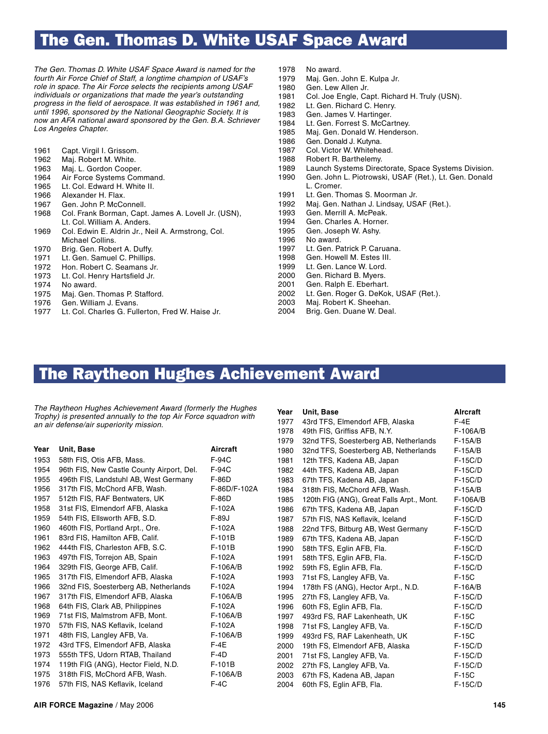# The Gen. Thomas D. White USAF Space Award

*The Gen. Thomas D. White USAF Space Award is named for the fourth Air Force Chief of Staff, a longtime champion of USAF's role in space. The Air Force selects the recipients among USAF individuals or organizations that made the year's outstanding progress in the field of aerospace. It was established in 1961 and, until 1996, sponsored by the National Geographic Society. It is now an AFA national award sponsored by the Gen. B.A. Schriever Los Angeles Chapter.*

| | |
|---|---|
| 1961 | Capt. Virgil I. Grissom. |
| 1962 | Maj. Robert M. White. |
| 1963 | Maj. L. Gordon Cooper. |
| 1964 | Air Force Systems Command. |
| 1965 | Lt. Col. Edward H. White II. |
| 1966 | Alexander H. Flax. |
| 1967 | Gen. John P. McConnell. |
| 1968 | Col. Frank Borman, Capt. James A. Lovell Jr. (USN), Lt. Col. William A. Anders. |
| 1969 | Col. Edwin E. Aldrin Jr., Neil A. Armstrong, Col. Michael Collins. |
| 1970 | Brig. Gen. Robert A. Duffy. |
| 1971 | Lt. Gen. Samuel C. Phillips. |
| 1972 | Hon. Robert C. Seamans Jr. |
| 1973 | Lt. Col. Henry Hartsfield Jr. |
| 1974 | No award. |
| 1975 | Maj. Gen. Thomas P. Stafford. |
| 1976 | Gen. William J. Evans. |
| 1977 | Lt. Col. Charles G. Fullerton, Fred W. Haise Jr. |
| 1978 | No award. |
| 1979 | Maj. Gen. John E. Kulpa Jr. |
| 1980 | Gen. Lew Allen Jr. |
| 1981 | Col. Joe Engle, Capt. Richard H. Truly (USN). |
| 1982 | Lt. Gen. Richard C. Henry. |
| 1983 | Gen. James V. Hartinger. |
| 1984 | Lt. Gen. Forrest S. McCartney. |
| 1985 | Maj. Gen. Donald W. Henderson. |
| 1986 | Gen. Donald J. Kutyna. |
| 1987 | Col. Victor W. Whitehead. |
| 1988 | Robert R. Barthelemy. |
| 1989 | Launch Systems Directorate, Space Systems Division. |
| 1990 | Gen. John L. Piotrowski, USAF (Ret.), Lt. Gen. Donald L. Cromer. |
| 1991 | Lt. Gen. Thomas S. Moorman Jr. |
| 1992 | Maj. Gen. Nathan J. Lindsay, USAF (Ret.). |
| 1993 | Gen. Merrill A. McPeak. |
| 1994 | Gen. Charles A. Horner. |
| 1995 | Gen. Joseph W. Ashy. |
| 1996 | No award. |
| 1997 | Lt. Gen. Patrick P. Caruana. |
| 1998 | Gen. Howell M. Estes III. |
| 1999 | Lt. Gen. Lance W. Lord. |
| 2000 | Gen. Richard B. Myers. |
| 2001 | Gen. Ralph E. Eberhart. |
| 2002 | Lt. Gen. Roger G. DeKok, USAF (Ret.). |
| 2003 | Maj. Robert K. Sheehan. |
| 2004 | Brig. Gen. Duane W. Deal. |

# The Raytheon Hughes Achievement Award

*The Raytheon Hughes Achievement Award (formerly the Hughes Trophy) is presented annually to the top Air Force squadron with an air defense/air superiority mission.*

| Year | Unit, Base | Aircraft |
|---|---|---|
| 1953 | 58th FIS, Otis AFB, Mass. | F-94C |
| 1954 | 96th FIS, New Castle County Airport, Del. | F-94C |
| 1955 | 496th FIS, Landstuhl AB, West Germany | F-86D |
| 1956 | 317th FIS, McChord AFB, Wash. | F-86D/F-102A |
| 1957 | 512th FIS, RAF Bentwaters, UK | F-86D |
| 1958 | 31st FIS, Elmendorf AFB, Alaska | F-102A |
| 1959 | 54th FIS, Ellsworth AFB, S.D. | F-89J |
| 1960 | 460th FIS, Portland Arpt., Ore. | F-102A |
| 1961 | 83rd FIS, Hamilton AFB, Calif. | F-101B |
| 1962 | 444th FIS, Charleston AFB, S.C. | F-101B |
| 1963 | 497th FIS, Torrejon AB, Spain | F-102A |
| 1964 | 329th FIS, George AFB, Calif. | F-106A/B |
| 1965 | 317th FIS, Elmendorf AFB, Alaska | F-102A |
| 1966 | 32nd FIS, Soesterberg AB, Netherlands | F-102A |
| 1967 | 317th FIS, Elmendorf AFB, Alaska | F-106A/B |
| 1968 | 64th FIS, Clark AB, Philippines | F-102A |
| 1969 | 71st FIS, Malmstrom AFB, Mont. | F-106A/B |
| 1970 | 57th FIS, NAS Keflavik, Iceland | F-102A |
| 1971 | 48th FIS, Langley AFB, Va. | F-106A/B |
| 1972 | 43rd TFS, Elmendorf AFB, Alaska | F-4E |
| 1973 | 555th TFS, Udorn RTAB, Thailand | F-4D |
| 1974 | 119th FIG (ANG), Hector Field, N.D. | F-101B |
| 1975 | 318th FIS, McChord AFB, Wash. | F-106A/B |
| 1976 | 57th FIS, NAS Keflavik, Iceland | F-4C |
| 1977 | 43rd TFS, Elmendorf AFB, Alaska | F-4E |
| 1978 | 49th FIS, Griffiss AFB, N.Y. | F-106A/B |
| 1979 | 32nd TFS, Soesterberg AB, Netherlands | F-15A/B |
| 1980 | 32nd TFS, Soesterberg AB, Netherlands | F-15A/B |
| 1981 | 12th TFS, Kadena AB, Japan | F-15C/D |
| 1982 | 44th TFS, Kadena AB, Japan | F-15C/D |
| 1983 | 67th TFS, Kadena AB, Japan | F-15C/D |
| 1984 | 318th FIS, McChord AFB, Wash. | F-15A/B |
| 1985 | 120th FIG (ANG), Great Falls Arpt., Mont. | F-106A/B |
| 1986 | 67th TFS, Kadena AB, Japan | F-15C/D |
| 1987 | 57th FIS, NAS Keflavik, Iceland | F-15C/D |
| 1988 | 22nd TFS, Bitburg AB, West Germany | F-15C/D |
| 1989 | 67th TFS, Kadena AB, Japan | F-15C/D |
| 1990 | 58th TFS, Eglin AFB, Fla. | F-15C/D |
| 1991 | 58th TFS, Eglin AFB, Fla. | F-15C/D |
| 1992 | 59th FS, Eglin AFB, Fla. | F-15C/D |
| 1993 | 71st FS, Langley AFB, Va. | F-15C |
| 1994 | 178th FS (ANG), Hector Arpt., N.D. | F-16A/B |
| 1995 | 27th FS, Langley AFB, Va. | F-15C/D |
| 1996 | 60th FS, Eglin AFB, Fla. | F-15C/D |
| 1997 | 493rd FS, RAF Lakenheath, UK | F-15C |
| 1998 | 71st FS, Langley AFB, Va. | F-15C/D |
| 1999 | 493rd FS, RAF Lakenheath, UK | F-15C |
| 2000 | 19th FS, Elmendorf AFB, Alaska | F-15C/D |
| 2001 | 71st FS, Langley AFB, Va. | F-15C/D |
| 2002 | 27th FS, Langley AFB, Va. | F-15C/D |
| 2003 | 67th FS, Kadena AB, Japan | F-15C |
| 2004 | 60th FS, Eglin AFB, Fla. | F-15C/D |